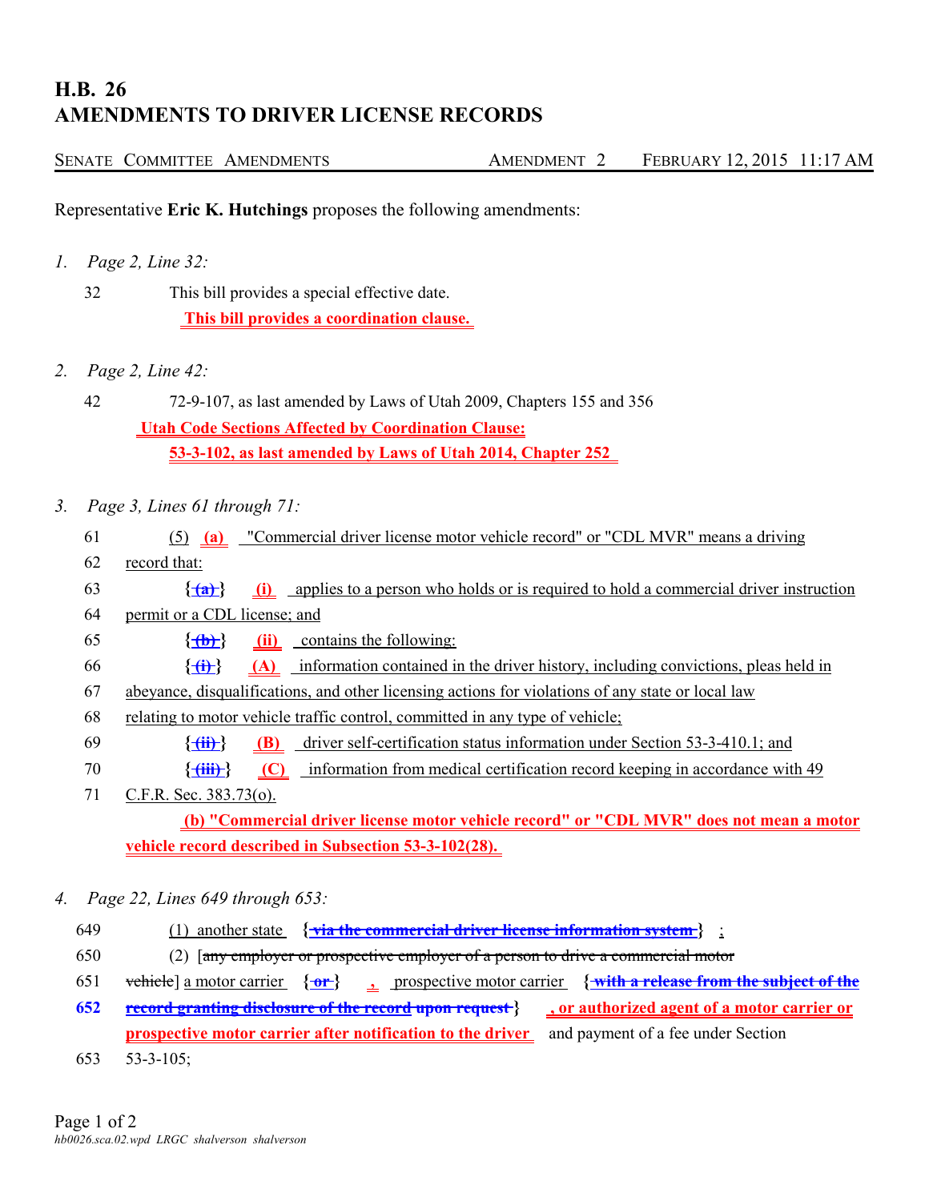# H.B. 26
# AMENDMENTS TO DRIVER LICENSE RECORDS

SENATE COMMITTEE AMENDMENTS AMENDMENT 2 FEBRUARY 12, 2015 11:17 AM

Representative **Eric K. Hutchings** proposes the following amendments:

*1. Page 2, Line 32:*

32 This bill provides a special effective date.

**This bill provides a coordination clause.**

*2. Page 2, Line 42:*

42 72-9-107, as last amended by Laws of Utah 2009, Chapters 155 and 356

**Utah Code Sections Affected by Coordination Clause:**

**53-3-102, as last amended by Laws of Utah 2014, Chapter 252**

*3. Page 3, Lines 61 through 71:*

61 (5) **(a)** "Commercial driver license motor vehicle record" or "CDL MVR" means a driving

62 record that:

63 {~~(a)~~} **(i)** applies to a person who holds or is required to hold a commercial driver instruction

64 permit or a CDL license; and

65 {~~(b)~~} **(ii)** contains the following:

66 {~~(i)~~} **(A)** information contained in the driver history, including convictions, pleas held in

67 abeyance, disqualifications, and other licensing actions for violations of any state or local law

68 relating to motor vehicle traffic control, committed in any type of vehicle;

69 {~~(ii)~~} **(B)** driver self-certification status information under Section 53-3-410.1; and

70 {~~(iii)~~} **(C)** information from medical certification record keeping in accordance with 49

71 C.F.R. Sec. 383.73(o).

**(b) "Commercial driver license motor vehicle record" or "CDL MVR" does not mean a motor vehicle record described in Subsection 53-3-102(28).**

*4. Page 22, Lines 649 through 653:*

649 (1) another state {~~via the commercial driver license information system~~} **;**

650 (2) [~~any employer or prospective employer of a person to drive a commercial motor~~

651 ~~vehicle~~] a motor carrier {~~or~~} **,** prospective motor carrier {~~with a release from the subject of the~~

652 ~~record granting disclosure of the record upon request~~} **, or authorized agent of a motor carrier or prospective motor carrier after notification to the driver** and payment of a fee under Section

653 53-3-105;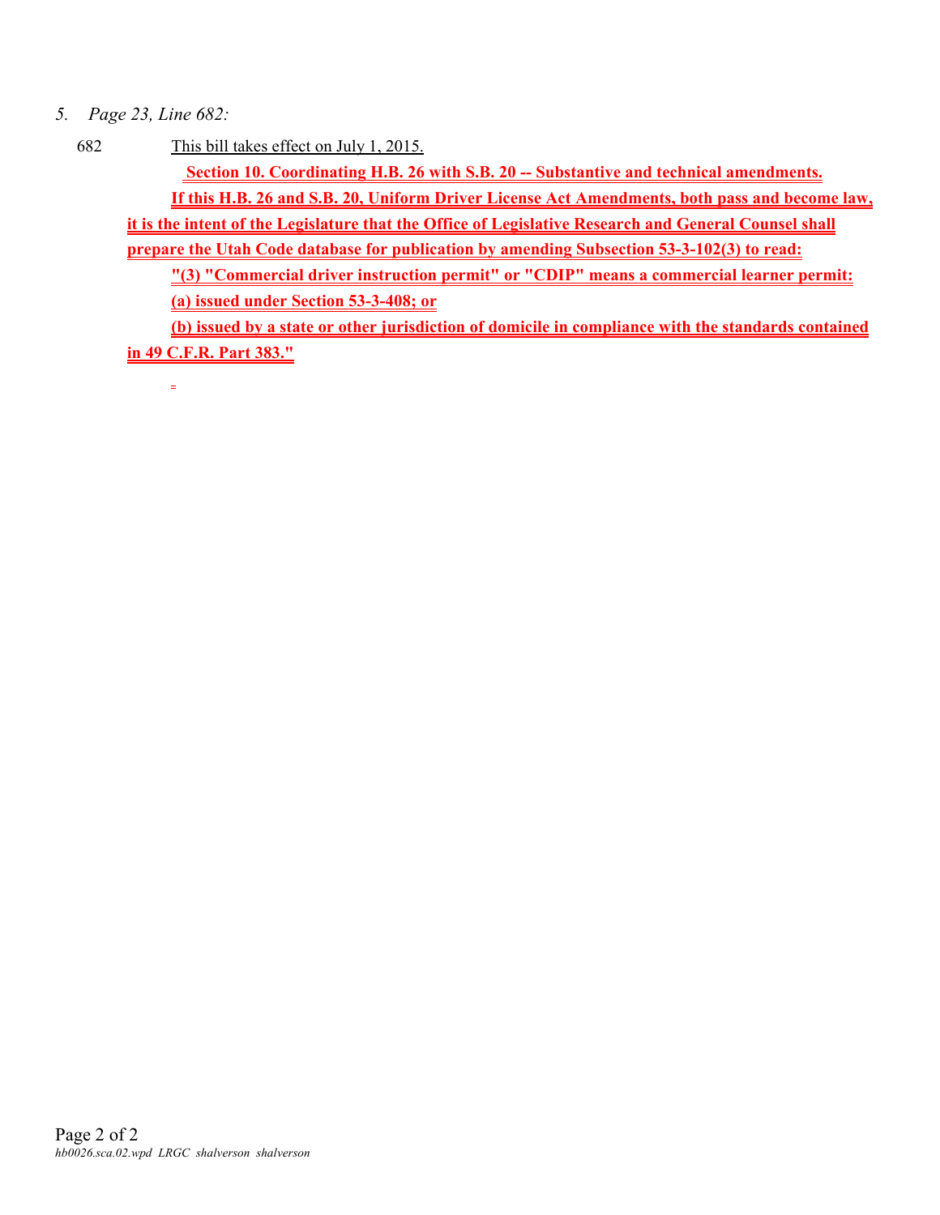*5. Page 23, Line 682:*

682 This bill takes effect on July 1, 2015.

**Section 10. Coordinating H.B. 26 with S.B. 20 -- Substantive and technical amendments.**

**If this H.B. 26 and S.B. 20, Uniform Driver License Act Amendments, both pass and become law, it is the intent of the Legislature that the Office of Legislative Research and General Counsel shall prepare the Utah Code database for publication by amending Subsection 53-3-102(3) to read:**

**"(3) "Commercial driver instruction permit" or "CDIP" means a commercial learner permit:**

**(a) issued under Section 53-3-408; or**

**(b) issued by a state or other jurisdiction of domicile in compliance with the standards contained in 49 C.F.R. Part 383."**

*hb0026.sca.02.wpd LRGC shalverson shalverson*